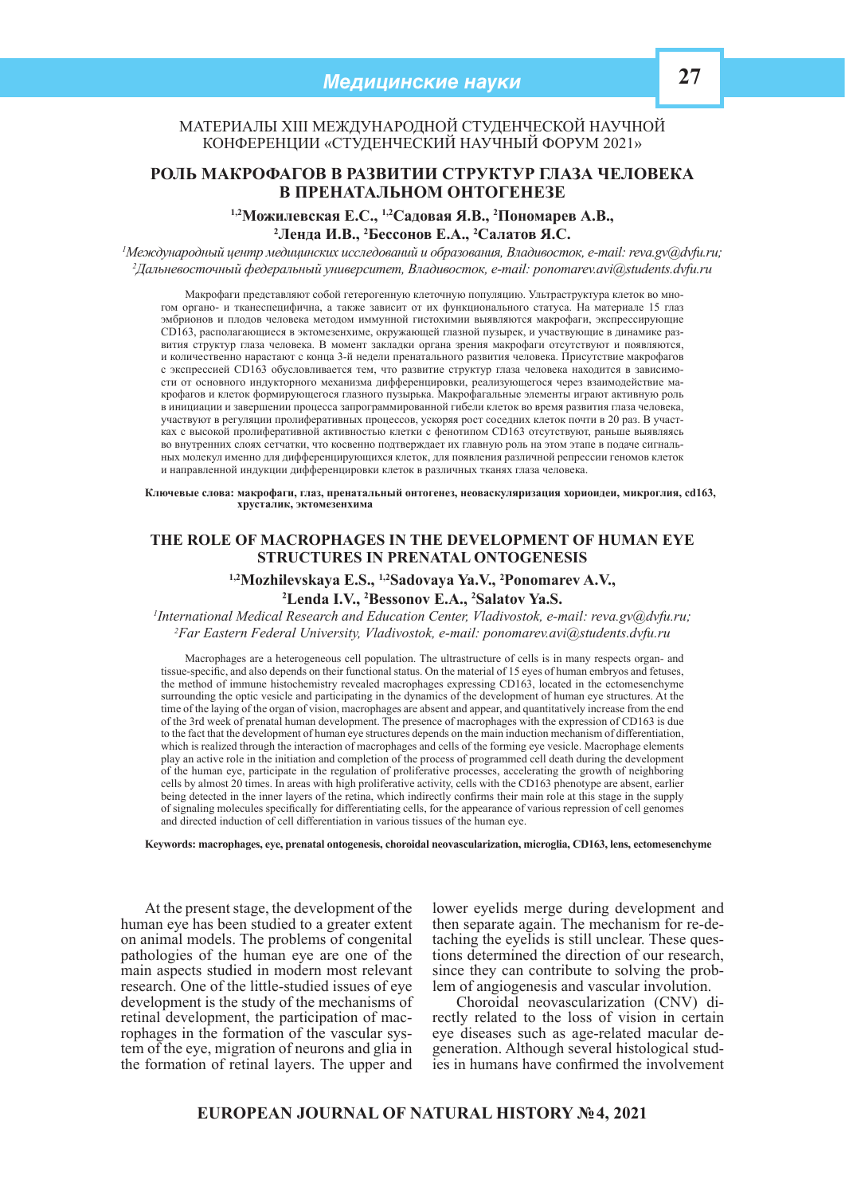МАТЕРИАЛЫ XIII МЕЖДУНАРОДНОЙ СТУДЕНЧЕСКОЙ НАУЧНОЙ КОНФЕРЕНЦИИ «СТУДЕНЧЕСКИЙ НАУЧНЫЙ ФОРУМ 2021»

# РОЛЬ МАКРОФАГОВ В РАЗВИТИИ СТРУКТУР ГЛАЗА ЧЕЛОВЕКА В ПРЕНАТАЛЬНОМ ОНТОГЕНЕЗЕ

**[1,2]Можилевская Е.С., [1,2]Садовая Я.В., [2]Пономарев А.В., [2]Ленда И.В., [2]Бессонов Е.А., [2]Салатов Я.С.**

*[1]Международный центр медицинских исследований и образования, Владивосток, e-mail: reva.gv@dvfu.ru;*
*[2]Дальневосточный федеральный университет, Владивосток, e-mail: ponomarev.avi@students.dvfu.ru*

Макрофаги представляют собой гетерогенную клеточную популяцию. Ультраструктура клеток во многом органо- и тканеспецифична, а также зависит от их функционального статуса. На материале 15 глаз эмбрионов и плодов человека методом иммунной гистохимии выявляются макрофаги, экспрессирующие CD163, располагающиеся в эктомезенхиме, окружающей глазной пузырек, и участвующие в динамике развития структур глаза человека. В момент закладки органа зрения макрофаги отсутствуют и появляются, и количественно нарастают с конца 3-й недели пренатального развития человека. Присутствие макрофагов с экспрессией CD163 обусловливается тем, что развитие структур глаза человека находится в зависимости от основного индукторного механизма дифференцировки, реализующегося через взаимодействие макрофагов и клеток формирующегося глазного пузырька. Макрофагальные элементы играют активную роль в инициации и завершении процесса запрограммированной гибели клеток во время развития глаза человека, участвуют в регуляции пролиферативных процессов, ускоряя рост соседних клеток почти в 20 раз. В участках с высокой пролиферативной активностью клетки с фенотипом CD163 отсутствуют, раньше выявляясь во внутренних слоях сетчатки, что косвенно подтверждает их главную роль на этом этапе в подаче сигнальных молекул именно для дифференцирующихся клеток, для появления различной репрессии геномов клеток и направленной индукции дифференцировки клеток в различных тканях глаза человека.

**Ключевые слова: макрофаги, глаз, пренатальный онтогенез, неоваскуляризация хориоидеи, микроглия, cd163, хрусталик, эктомезенхима**

# THE ROLE OF MACROPHAGES IN THE DEVELOPMENT OF HUMAN EYE STRUCTURES IN PRENATAL ONTOGENESIS

**[1,2]Mozhilevskaya E.S., [1,2]Sadovaya Ya.V., [2]Ponomarev A.V., [2]Lenda I.V., [2]Bessonov E.A., [2]Salatov Ya.S.**

*[1]International Medical Research and Education Center, Vladivostok, e-mail: reva.gv@dvfu.ru;*
*[2]Far Eastern Federal University, Vladivostok, e-mail: ponomarev.avi@students.dvfu.ru*

Macrophages are a heterogeneous cell population. The ultrastructure of cells is in many respects organ- and tissue-specific, and also depends on their functional status. On the material of 15 eyes of human embryos and fetuses, the method of immune histochemistry revealed macrophages expressing CD163, located in the ectomesenchyme surrounding the optic vesicle and participating in the dynamics of the development of human eye structures. At the time of the laying of the organ of vision, macrophages are absent and appear, and quantitatively increase from the end of the 3rd week of prenatal human development. The presence of macrophages with the expression of CD163 is due to the fact that the development of human eye structures depends on the main induction mechanism of differentiation, which is realized through the interaction of macrophages and cells of the forming eye vesicle. Macrophage elements play an active role in the initiation and completion of the process of programmed cell death during the development of the human eye, participate in the regulation of proliferative processes, accelerating the growth of neighboring cells by almost 20 times. In areas with high proliferative activity, cells with the CD163 phenotype are absent, earlier being detected in the inner layers of the retina, which indirectly confirms their main role at this stage in the supply of signaling molecules specifically for differentiating cells, for the appearance of various repression of cell genomes and directed induction of cell differentiation in various tissues of the human eye.

**Keywords: macrophages, eye, prenatal ontogenesis, choroidal neovascularization, microglia, CD163, lens, ectomesenchyme**

At the present stage, the development of the human eye has been studied to a greater extent on animal models. The problems of congenital pathologies of the human eye are one of the main aspects studied in modern most relevant research. One of the little-studied issues of eye development is the study of the mechanisms of retinal development, the participation of macrophages in the formation of the vascular system of the eye, migration of neurons and glia in the formation of retinal layers. The upper and lower eyelids merge during development and then separate again. The mechanism for re-detaching the eyelids is still unclear. These questions determined the direction of our research, since they can contribute to solving the problem of angiogenesis and vascular involution.

Choroidal neovascularization (CNV) directly related to the loss of vision in certain eye diseases such as age-related macular degeneration. Although several histological studies in humans have confirmed the involvement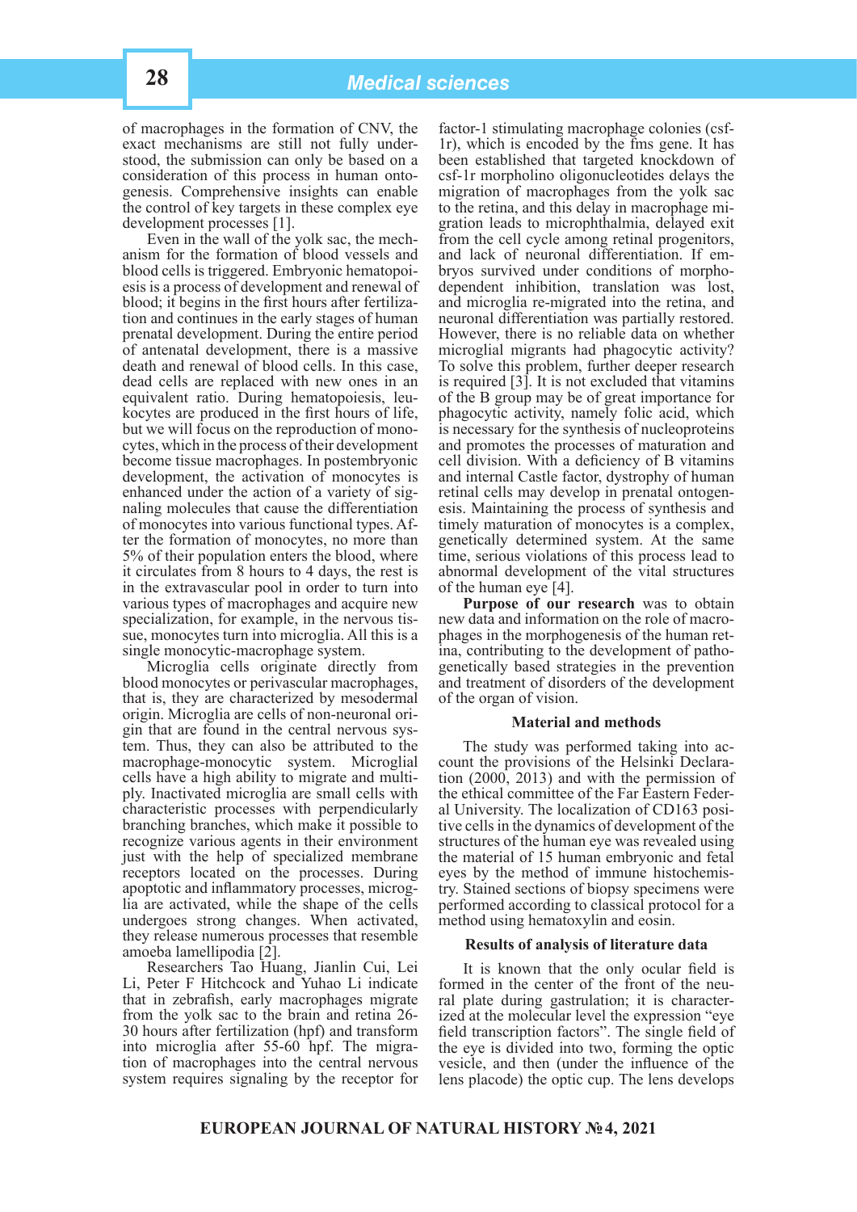of macrophages in the formation of CNV, the exact mechanisms are still not fully understood, the submission can only be based on a consideration of this process in human ontogenesis. Comprehensive insights can enable the control of key targets in these complex eye development processes [1].

Even in the wall of the yolk sac, the mechanism for the formation of blood vessels and blood cells is triggered. Embryonic hematopoiesis is a process of development and renewal of blood; it begins in the first hours after fertilization and continues in the early stages of human prenatal development. During the entire period of antenatal development, there is a massive death and renewal of blood cells. In this case, dead cells are replaced with new ones in an equivalent ratio. During hematopoiesis, leukocytes are produced in the first hours of life, but we will focus on the reproduction of monocytes, which in the process of their development become tissue macrophages. In postembryonic development, the activation of monocytes is enhanced under the action of a variety of signaling molecules that cause the differentiation of monocytes into various functional types. After the formation of monocytes, no more than 5% of their population enters the blood, where it circulates from 8 hours to 4 days, the rest is in the extravascular pool in order to turn into various types of macrophages and acquire new specialization, for example, in the nervous tissue, monocytes turn into microglia. All this is a single monocytic-macrophage system.

Microglia cells originate directly from blood monocytes or perivascular macrophages, that is, they are characterized by mesodermal origin. Microglia are cells of non-neuronal origin that are found in the central nervous system. Thus, they can also be attributed to the macrophage-monocytic system. Microglial cells have a high ability to migrate and multiply. Inactivated microglia are small cells with characteristic processes with perpendicularly branching branches, which make it possible to recognize various agents in their environment just with the help of specialized membrane receptors located on the processes. During apoptotic and inflammatory processes, microglia are activated, while the shape of the cells undergoes strong changes. When activated, they release numerous processes that resemble amoeba lamellipodia [2].

Researchers Tao Huang, Jianlin Cui, Lei Li, Peter F Hitchcock and Yuhao Li indicate that in zebrafish, early macrophages migrate from the yolk sac to the brain and retina 26-30 hours after fertilization (hpf) and transform into microglia after 55-60 hpf. The migration of macrophages into the central nervous system requires signaling by the receptor for factor-1 stimulating macrophage colonies (csf-1r), which is encoded by the fms gene. It has been established that targeted knockdown of csf-1r morpholino oligonucleotides delays the migration of macrophages from the yolk sac to the retina, and this delay in macrophage migration leads to microphthalmia, delayed exit from the cell cycle among retinal progenitors, and lack of neuronal differentiation. If embryos survived under conditions of morpho-dependent inhibition, translation was lost, and microglia re-migrated into the retina, and neuronal differentiation was partially restored. However, there is no reliable data on whether microglial migrants had phagocytic activity? To solve this problem, further deeper research is required [3]. It is not excluded that vitamins of the B group may be of great importance for phagocytic activity, namely folic acid, which is necessary for the synthesis of nucleoproteins and promotes the processes of maturation and cell division. With a deficiency of B vitamins and internal Castle factor, dystrophy of human retinal cells may develop in prenatal ontogenesis. Maintaining the process of synthesis and timely maturation of monocytes is a complex, genetically determined system. At the same time, serious violations of this process lead to abnormal development of the vital structures of the human eye [4].

**Purpose of our research** was to obtain new data and information on the role of macrophages in the morphogenesis of the human retina, contributing to the development of pathogenetically based strategies in the prevention and treatment of disorders of the development of the organ of vision.

## Material and methods

The study was performed taking into account the provisions of the Helsinki Declaration (2000, 2013) and with the permission of the ethical committee of the Far Eastern Federal University. The localization of CD163 positive cells in the dynamics of development of the structures of the human eye was revealed using the material of 15 human embryonic and fetal eyes by the method of immune histochemistry. Stained sections of biopsy specimens were performed according to classical protocol for a method using hematoxylin and eosin.

## Results of analysis of literature data

It is known that the only ocular field is formed in the center of the front of the neural plate during gastrulation; it is characterized at the molecular level the expression "eye field transcription factors". The single field of the eye is divided into two, forming the optic vesicle, and then (under the influence of the lens placode) the optic cup. The lens develops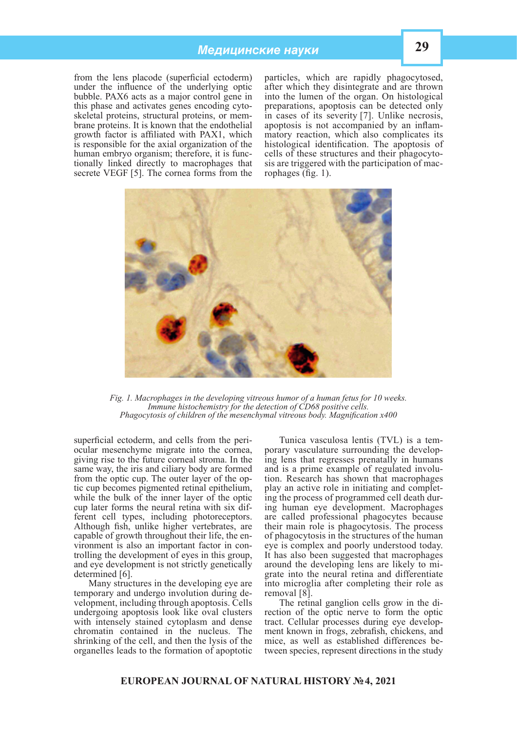from the lens placode (superficial ectoderm) under the influence of the underlying optic bubble. PAX6 acts as a major control gene in this phase and activates genes encoding cytoskeletal proteins, structural proteins, or membrane proteins. It is known that the endothelial growth factor is affiliated with PAX1, which is responsible for the axial organization of the human embryo organism; therefore, it is functionally linked directly to macrophages that secrete VEGF [5]. The cornea forms from the superficial ectoderm, and cells from the periocular mesenchyme migrate into the cornea, giving rise to the future corneal stroma. In the same way, the iris and ciliary body are formed from the optic cup. The outer layer of the optic cup becomes pigmented retinal epithelium, while the bulk of the inner layer of the optic cup later forms the neural retina with six different cell types, including photoreceptors. Although fish, unlike higher vertebrates, are capable of growth throughout their life, the environment is also an important factor in controlling the development of eyes in this group, and eye development is not strictly genetically determined [6].

Many structures in the developing eye are temporary and undergo involution during development, including through apoptosis. Cells undergoing apoptosis look like oval clusters with intensely stained cytoplasm and dense chromatin contained in the nucleus. The shrinking of the cell, and then the lysis of the organelles leads to the formation of apoptotic particles, which are rapidly phagocytosed, after which they disintegrate and are thrown into the lumen of the organ. On histological preparations, apoptosis can be detected only in cases of its severity [7]. Unlike necrosis, apoptosis is not accompanied by an inflammatory reaction, which also complicates its histological identification. The apoptosis of cells of these structures and their phagocytosis are triggered with the participation of macrophages (fig. 1).

*Fig. 1. Macrophages in the developing vitreous humor of a human fetus for 10 weeks. Immune histochemistry for the detection of CD68 positive cells. Phagocytosis of children of the mesenchymal vitreous body. Magnification x400*

Tunica vasculosa lentis (TVL) is a temporary vasculature surrounding the developing lens that regresses prenatally in humans and is a prime example of regulated involution. Research has shown that macrophages play an active role in initiating and completing the process of programmed cell death during human eye development. Macrophages are called professional phagocytes because their main role is phagocytosis. The process of phagocytosis in the structures of the human eye is complex and poorly understood today. It has also been suggested that macrophages around the developing lens are likely to migrate into the neural retina and differentiate into microglia after completing their role as removal [8].

The retinal ganglion cells grow in the direction of the optic nerve to form the optic tract. Cellular processes during eye development known in frogs, zebrafish, chickens, and mice, as well as established differences between species, represent directions in the study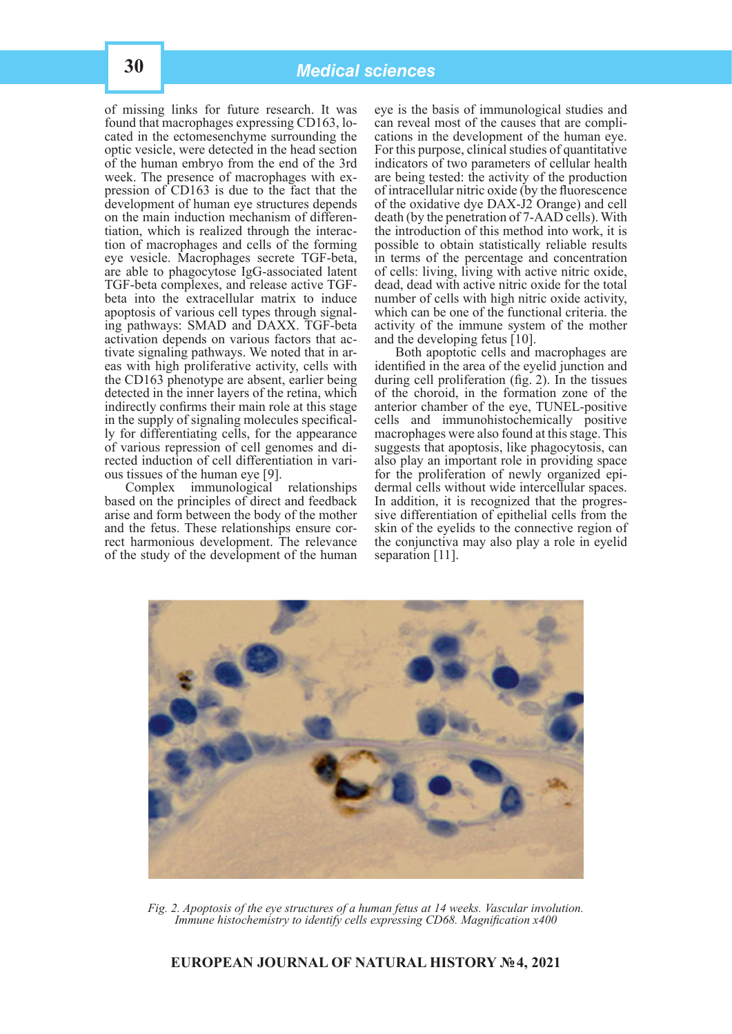of missing links for future research. It was found that macrophages expressing CD163, located in the ectomesenchyme surrounding the optic vesicle, were detected in the head section of the human embryo from the end of the 3rd week. The presence of macrophages with expression of CD163 is due to the fact that the development of human eye structures depends on the main induction mechanism of differentiation, which is realized through the interaction of macrophages and cells of the forming eye vesicle. Macrophages secrete TGF-beta, are able to phagocytose IgG-associated latent TGF-beta complexes, and release active TGF-beta into the extracellular matrix to induce apoptosis of various cell types through signaling pathways: SMAD and DAXX. TGF-beta activation depends on various factors that activate signaling pathways. We noted that in areas with high proliferative activity, cells with the CD163 phenotype are absent, earlier being detected in the inner layers of the retina, which indirectly confirms their main role at this stage in the supply of signaling molecules specifically for differentiating cells, for the appearance of various repression of cell genomes and directed induction of cell differentiation in various tissues of the human eye [9].

Complex immunological relationships based on the principles of direct and feedback arise and form between the body of the mother and the fetus. These relationships ensure correct harmonious development. The relevance of the study of the development of the human eye is the basis of immunological studies and can reveal most of the causes that are complications in the development of the human eye. For this purpose, clinical studies of quantitative indicators of two parameters of cellular health are being tested: the activity of the production of intracellular nitric oxide (by the fluorescence of the oxidative dye DAX-J2 Orange) and cell death (by the penetration of 7-AAD cells). With the introduction of this method into work, it is possible to obtain statistically reliable results in terms of the percentage and concentration of cells: living, living with active nitric oxide, dead, dead with active nitric oxide for the total number of cells with high nitric oxide activity, which can be one of the functional criteria. the activity of the immune system of the mother and the developing fetus [10].

Both apoptotic cells and macrophages are identified in the area of the eyelid junction and during cell proliferation (fig. 2). In the tissues of the choroid, in the formation zone of the anterior chamber of the eye, TUNEL-positive cells and immunohistochemically positive macrophages were also found at this stage. This suggests that apoptosis, like phagocytosis, can also play an important role in providing space for the proliferation of newly organized epidermal cells without wide intercellular spaces. In addition, it is recognized that the progressive differentiation of epithelial cells from the skin of the eyelids to the connective region of the conjunctiva may also play a role in eyelid separation [11].

*Fig. 2. Apoptosis of the eye structures of a human fetus at 14 weeks. Vascular involution. Immune histochemistry to identify cells expressing CD68. Magnification x400*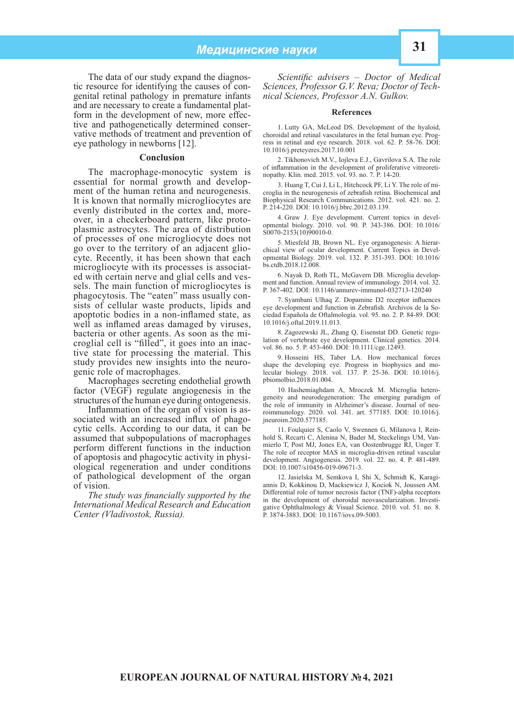The data of our study expand the diagnostic resource for identifying the causes of congenital retinal pathology in premature infants and are necessary to create a fundamental platform in the development of new, more effective and pathogenetically determined conservative methods of treatment and prevention of eye pathology in newborns [12].

## Conclusion

The macrophage-monocytic system is essential for normal growth and development of the human retina and neurogenesis. It is known that normally microgliocytes are evenly distributed in the cortex and, moreover, in a checkerboard pattern, like protoplasmic astrocytes. The area of distribution of processes of one microgliocyte does not go over to the territory of an adjacent gliocyte. Recently, it has been shown that each microgliocyte with its processes is associated with certain nerve and glial cells and vessels. The main function of microgliocytes is phagocytosis. The "eaten" mass usually consists of cellular waste products, lipids and apoptotic bodies in a non-inflamed state, as well as inflamed areas damaged by viruses, bacteria or other agents. As soon as the microglial cell is "filled", it goes into an inactive state for processing the material. This study provides new insights into the neurogenic role of macrophages.

Macrophages secreting endothelial growth factor (VEGF) regulate angiogenesis in the structures of the human eye during ontogenesis.

Inflammation of the organ of vision is associated with an increased influx of phagocytic cells. According to our data, it can be assumed that subpopulations of macrophages perform different functions in the induction of apoptosis and phagocytic activity in physiological regeneration and under conditions of pathological development of the organ of vision.

*The study was financially supported by the International Medical Research and Education Center (Vladivostok, Russia).*

*Scientific advisers – Doctor of Medical Sciences, Professor G.V. Reva; Doctor of Technical Sciences, Professor A.N. Gulkov.*

## References

1. Lutty GA, McLeod DS. Development of the hyaloid, choroidal and retinal vasculatures in the fetal human eye. Progress in retinal and eye research. 2018. vol. 62. P. 58-76. DOI: 10.1016/j.preteyeres.2017.10.001

2. Tikhonovich M.V., Iojleva E.J., Gavrilova S.A. The role of inflammation in the development of proliferative vitreoretinopathy. Klin. med. 2015. vol. 93. no. 7. P. 14-20.

3. Huang T, Cui J, Li L, Hitchcock PF, Li Y. The role of microglia in the neurogenesis of zebrafish retina. Biochemical and Biophysical Research Communications. 2012. vol. 421. no. 2. P. 214-220. DOI: 10.1016/j.bbrc.2012.03.139.

4. Graw J. Eye development. Current topics in developmental biology. 2010. vol. 90. P. 343-386. DOI: 10.1016/S0070-2153(10)90010-0.

5. Miesfeld JB, Brown NL. Eye organogenesis: A hierarchical view of ocular development. Current Topics in Developmental Biology. 2019. vol. 132. P. 351-393. DOI: 10.1016/bs.ctdb.2018.12.008.

6. Nayak D, Roth TL, McGavern DB. Microglia development and function. Annual review of immunology. 2014. vol. 32. P. 367-402. DOI: 10.1146/annurev-immunol-032713-120240

7. Syambani Ulhaq Z. Dopamine D2 receptor influences eye development and function in Zebrafish. Archivos de la Sociedad Española de Oftalmología. vol. 95. no. 2. P. 84-89. DOI: 10.1016/j.oftal.2019.11.013.

8. Zagozewski JL, Zhang Q, Eisenstat DD. Genetic regulation of vertebrate eye development. Clinical genetics. 2014. vol. 86. no. 5. P. 453-460. DOI: 10.1111/cge.12493.

9. Hosseini HS, Taber LA. How mechanical forces shape the developing eye. Progress in biophysics and molecular biology. 2018. vol. 137. P. 25-36. DOI: 10.1016/j.pbiomolbio.2018.01.004.

10. Hashemiaghdam A, Mroczek M. Microglia heterogeneity and neurodegeneration: The emerging paradigm of the role of immunity in Alzheimer's disease. Journal of neuroimmunology. 2020. vol. 341. art. 577185. DOI: 10.1016/j.jneuroim.2020.577185.

11. Foulquier S, Caolo V, Swennen G, Milanova I, Reinhold S, Recarti C, Alenina N, Bader M, Steckelings UM, Vanmierlo T, Post MJ, Jones EA, van Oostenbrugge RJ, Unger T. The role of receptor MAS in microglia-driven retinal vascular development. Angiogenesis. 2019. vol. 22. no. 4. P. 481-489. DOI: 10.1007/s10456-019-09671-3.

12. Jasielska M, Semkova I, Shi X, Schmidt K, Karagiannis D, Kokkinou D, Mackiewicz J, Kociok N, Joussen AM. Differential role of tumor necrosis factor (TNF)-alpha receptors in the development of choroidal neovascularization. Investigative Ophthalmology & Visual Science. 2010. vol. 51. no. 8. P. 3874-3883. DOI: 10.1167/iovs.09-5003.